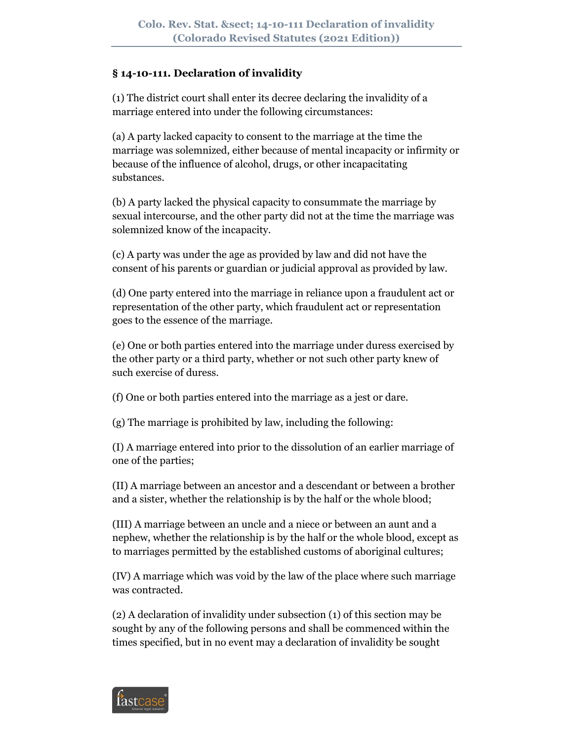## § 14-10-111. Declaration of invalidity

(1) The district court shall enter its decree declaring the invalidity of a marriage entered into under the following circumstances:

(a) A party lacked capacity to consent to the marriage at the time the marriage was solemnized, either because of mental incapacity or infirmity or because of the influence of alcohol, drugs, or other incapacitating substances.

(b) A party lacked the physical capacity to consummate the marriage by sexual intercourse, and the other party did not at the time the marriage was solemnized know of the incapacity.

(c) A party was under the age as provided by law and did not have the consent of his parents or guardian or judicial approval as provided by law.

(d) One party entered into the marriage in reliance upon a fraudulent act or representation of the other party, which fraudulent act or representation goes to the essence of the marriage.

(e) One or both parties entered into the marriage under duress exercised by the other party or a third party, whether or not such other party knew of such exercise of duress.

(f) One or both parties entered into the marriage as a jest or dare.

(g) The marriage is prohibited by law, including the following:

(I) A marriage entered into prior to the dissolution of an earlier marriage of one of the parties;

(II) A marriage between an ancestor and a descendant or between a brother and a sister, whether the relationship is by the half or the whole blood;

(III) A marriage between an uncle and a niece or between an aunt and a nephew, whether the relationship is by the half or the whole blood, except as to marriages permitted by the established customs of aboriginal cultures;

(IV) A marriage which was void by the law of the place where such marriage was contracted.

(2) A declaration of invalidity under subsection (1) of this section may be sought by any of the following persons and shall be commenced within the times specified, but in no event may a declaration of invalidity be sought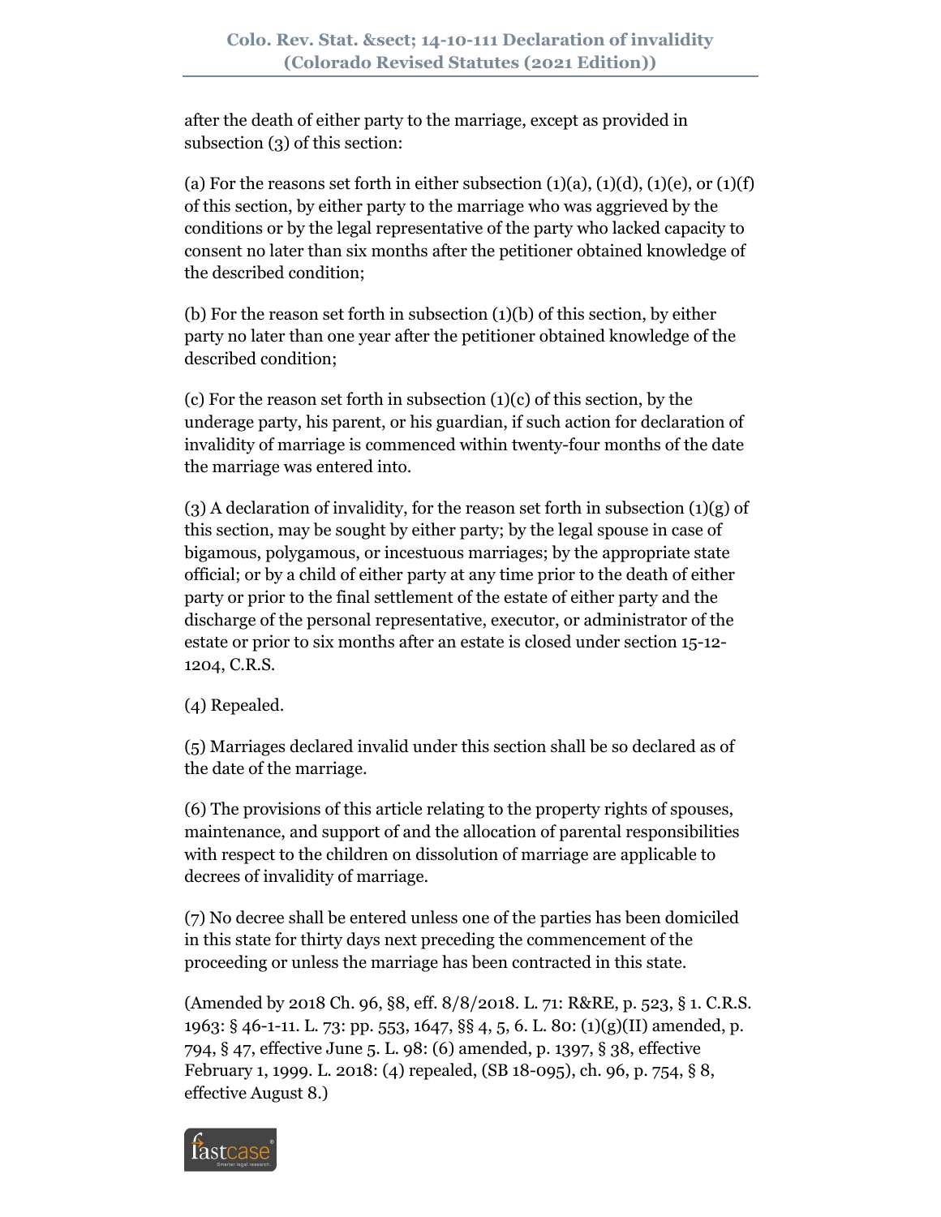after the death of either party to the marriage, except as provided in subsection (3) of this section:

(a) For the reasons set forth in either subsection (1)(a), (1)(d), (1)(e), or (1)(f) of this section, by either party to the marriage who was aggrieved by the conditions or by the legal representative of the party who lacked capacity to consent no later than six months after the petitioner obtained knowledge of the described condition;

(b) For the reason set forth in subsection (1)(b) of this section, by either party no later than one year after the petitioner obtained knowledge of the described condition;

(c) For the reason set forth in subsection (1)(c) of this section, by the underage party, his parent, or his guardian, if such action for declaration of invalidity of marriage is commenced within twenty-four months of the date the marriage was entered into.

(3) A declaration of invalidity, for the reason set forth in subsection (1)(g) of this section, may be sought by either party; by the legal spouse in case of bigamous, polygamous, or incestuous marriages; by the appropriate state official; or by a child of either party at any time prior to the death of either party or prior to the final settlement of the estate of either party and the discharge of the personal representative, executor, or administrator of the estate or prior to six months after an estate is closed under section 15-12-1204, C.R.S.

(4) Repealed.

(5) Marriages declared invalid under this section shall be so declared as of the date of the marriage.

(6) The provisions of this article relating to the property rights of spouses, maintenance, and support of and the allocation of parental responsibilities with respect to the children on dissolution of marriage are applicable to decrees of invalidity of marriage.

(7) No decree shall be entered unless one of the parties has been domiciled in this state for thirty days next preceding the commencement of the proceeding or unless the marriage has been contracted in this state.

(Amended by 2018 Ch. 96, §8, eff. 8/8/2018. L. 71: R&RE, p. 523, § 1. C.R.S. 1963: § 46-1-11. L. 73: pp. 553, 1647, §§ 4, 5, 6. L. 80: (1)(g)(II) amended, p. 794, § 47, effective June 5. L. 98: (6) amended, p. 1397, § 38, effective February 1, 1999. L. 2018: (4) repealed, (SB 18-095), ch. 96, p. 754, § 8, effective August 8.)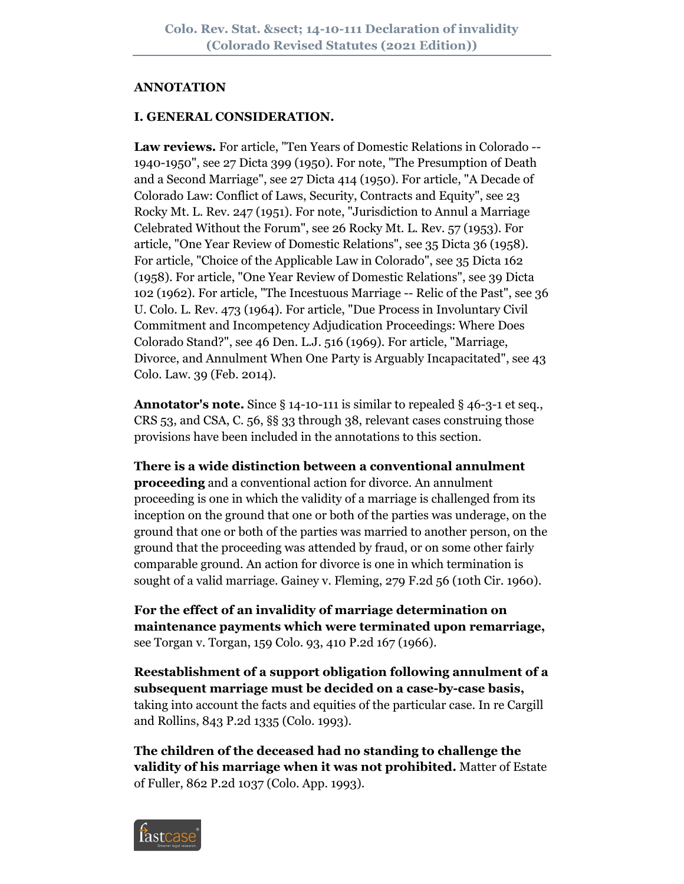**ANNOTATION**

**I. GENERAL CONSIDERATION.**

**Law reviews.** For article, "Ten Years of Domestic Relations in Colorado -- 1940-1950", see 27 Dicta 399 (1950). For note, "The Presumption of Death and a Second Marriage", see 27 Dicta 414 (1950). For article, "A Decade of Colorado Law: Conflict of Laws, Security, Contracts and Equity", see 23 Rocky Mt. L. Rev. 247 (1951). For note, "Jurisdiction to Annul a Marriage Celebrated Without the Forum", see 26 Rocky Mt. L. Rev. 57 (1953). For article, "One Year Review of Domestic Relations", see 35 Dicta 36 (1958). For article, "Choice of the Applicable Law in Colorado", see 35 Dicta 162 (1958). For article, "One Year Review of Domestic Relations", see 39 Dicta 102 (1962). For article, "The Incestuous Marriage -- Relic of the Past", see 36 U. Colo. L. Rev. 473 (1964). For article, "Due Process in Involuntary Civil Commitment and Incompetency Adjudication Proceedings: Where Does Colorado Stand?", see 46 Den. L.J. 516 (1969). For article, "Marriage, Divorce, and Annulment When One Party is Arguably Incapacitated", see 43 Colo. Law. 39 (Feb. 2014).

**Annotator's note.** Since § 14-10-111 is similar to repealed § 46-3-1 et seq., CRS 53, and CSA, C. 56, §§ 33 through 38, relevant cases construing those provisions have been included in the annotations to this section.

**There is a wide distinction between a conventional annulment proceeding** and a conventional action for divorce. An annulment proceeding is one in which the validity of a marriage is challenged from its inception on the ground that one or both of the parties was underage, on the ground that one or both of the parties was married to another person, on the ground that the proceeding was attended by fraud, or on some other fairly comparable ground. An action for divorce is one in which termination is sought of a valid marriage. Gainey v. Fleming, 279 F.2d 56 (10th Cir. 1960).

**For the effect of an invalidity of marriage determination on maintenance payments which were terminated upon remarriage,** see Torgan v. Torgan, 159 Colo. 93, 410 P.2d 167 (1966).

**Reestablishment of a support obligation following annulment of a subsequent marriage must be decided on a case-by-case basis,** taking into account the facts and equities of the particular case. In re Cargill and Rollins, 843 P.2d 1335 (Colo. 1993).

**The children of the deceased had no standing to challenge the validity of his marriage when it was not prohibited.** Matter of Estate of Fuller, 862 P.2d 1037 (Colo. App. 1993).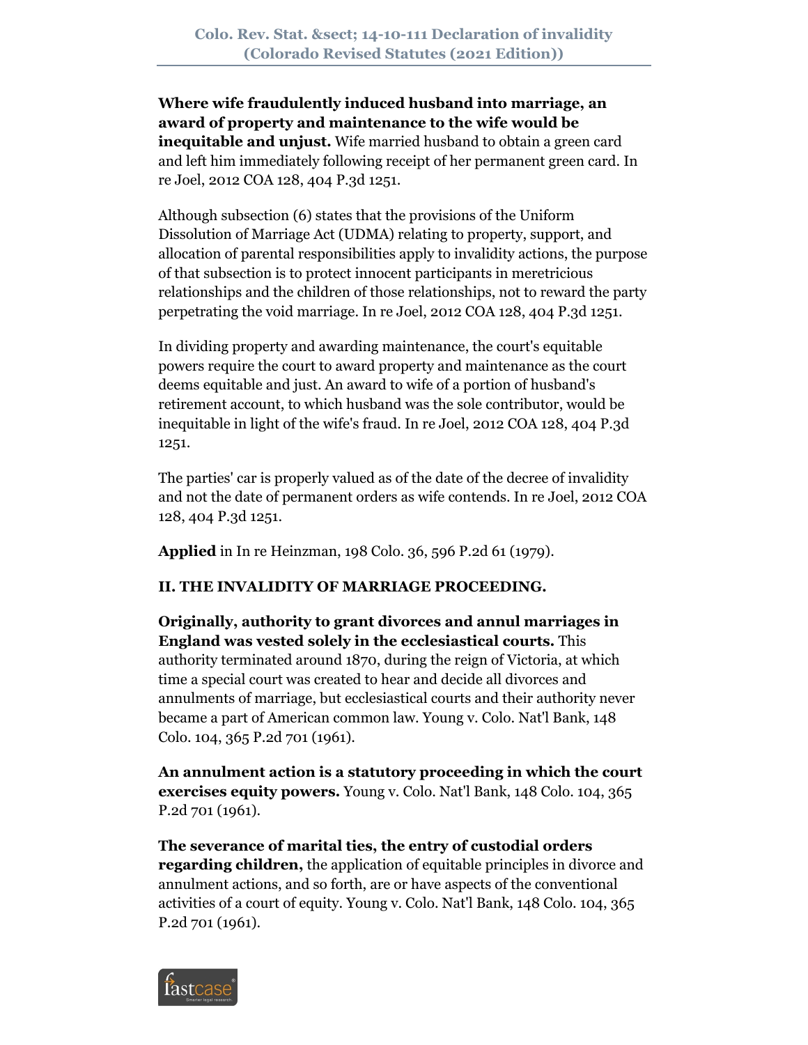**Where wife fraudulently induced husband into marriage, an award of property and maintenance to the wife would be inequitable and unjust.** Wife married husband to obtain a green card and left him immediately following receipt of her permanent green card. In re Joel, 2012 COA 128, 404 P.3d 1251.

Although subsection (6) states that the provisions of the Uniform Dissolution of Marriage Act (UDMA) relating to property, support, and allocation of parental responsibilities apply to invalidity actions, the purpose of that subsection is to protect innocent participants in meretricious relationships and the children of those relationships, not to reward the party perpetrating the void marriage. In re Joel, 2012 COA 128, 404 P.3d 1251.

In dividing property and awarding maintenance, the court's equitable powers require the court to award property and maintenance as the court deems equitable and just. An award to wife of a portion of husband's retirement account, to which husband was the sole contributor, would be inequitable in light of the wife's fraud. In re Joel, 2012 COA 128, 404 P.3d 1251.

The parties' car is properly valued as of the date of the decree of invalidity and not the date of permanent orders as wife contends. In re Joel, 2012 COA 128, 404 P.3d 1251.

**Applied** in In re Heinzman, 198 Colo. 36, 596 P.2d 61 (1979).

**II. THE INVALIDITY OF MARRIAGE PROCEEDING.**

**Originally, authority to grant divorces and annul marriages in England was vested solely in the ecclesiastical courts.** This authority terminated around 1870, during the reign of Victoria, at which time a special court was created to hear and decide all divorces and annulments of marriage, but ecclesiastical courts and their authority never became a part of American common law. Young v. Colo. Nat'l Bank, 148 Colo. 104, 365 P.2d 701 (1961).

**An annulment action is a statutory proceeding in which the court exercises equity powers.** Young v. Colo. Nat'l Bank, 148 Colo. 104, 365 P.2d 701 (1961).

**The severance of marital ties, the entry of custodial orders regarding children,** the application of equitable principles in divorce and annulment actions, and so forth, are or have aspects of the conventional activities of a court of equity. Young v. Colo. Nat'l Bank, 148 Colo. 104, 365 P.2d 701 (1961).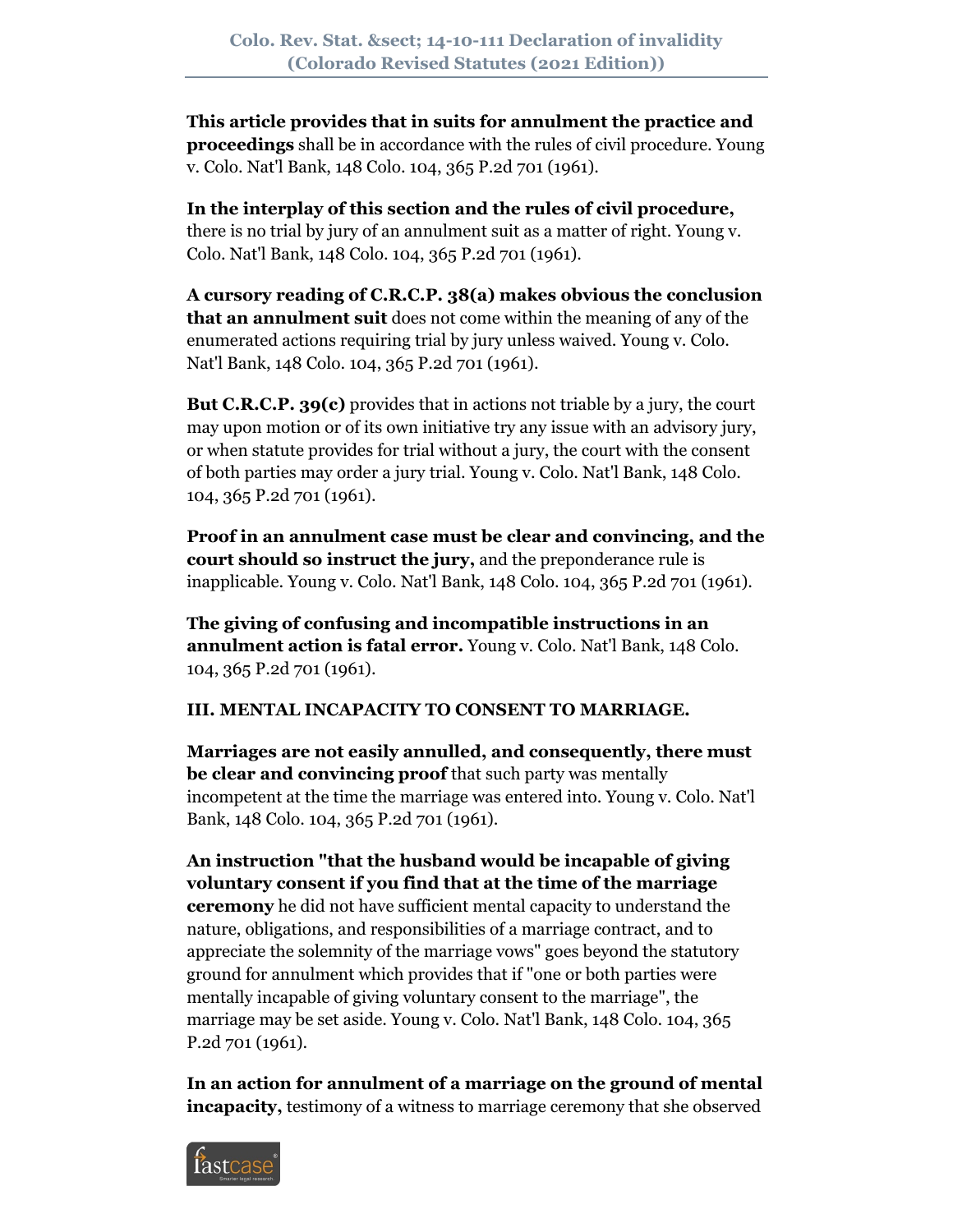**This article provides that in suits for annulment the practice and proceedings** shall be in accordance with the rules of civil procedure. Young v. Colo. Nat'l Bank, 148 Colo. 104, 365 P.2d 701 (1961).

**In the interplay of this section and the rules of civil procedure,** there is no trial by jury of an annulment suit as a matter of right. Young v. Colo. Nat'l Bank, 148 Colo. 104, 365 P.2d 701 (1961).

**A cursory reading of C.R.C.P. 38(a) makes obvious the conclusion that an annulment suit** does not come within the meaning of any of the enumerated actions requiring trial by jury unless waived. Young v. Colo. Nat'l Bank, 148 Colo. 104, 365 P.2d 701 (1961).

**But C.R.C.P. 39(c)** provides that in actions not triable by a jury, the court may upon motion or of its own initiative try any issue with an advisory jury, or when statute provides for trial without a jury, the court with the consent of both parties may order a jury trial. Young v. Colo. Nat'l Bank, 148 Colo. 104, 365 P.2d 701 (1961).

**Proof in an annulment case must be clear and convincing, and the court should so instruct the jury,** and the preponderance rule is inapplicable. Young v. Colo. Nat'l Bank, 148 Colo. 104, 365 P.2d 701 (1961).

**The giving of confusing and incompatible instructions in an annulment action is fatal error.** Young v. Colo. Nat'l Bank, 148 Colo. 104, 365 P.2d 701 (1961).

**III. MENTAL INCAPACITY TO CONSENT TO MARRIAGE.**

**Marriages are not easily annulled, and consequently, there must be clear and convincing proof** that such party was mentally incompetent at the time the marriage was entered into. Young v. Colo. Nat'l Bank, 148 Colo. 104, 365 P.2d 701 (1961).

**An instruction "that the husband would be incapable of giving voluntary consent if you find that at the time of the marriage ceremony** he did not have sufficient mental capacity to understand the nature, obligations, and responsibilities of a marriage contract, and to appreciate the solemnity of the marriage vows" goes beyond the statutory ground for annulment which provides that if "one or both parties were mentally incapable of giving voluntary consent to the marriage", the marriage may be set aside. Young v. Colo. Nat'l Bank, 148 Colo. 104, 365 P.2d 701 (1961).

**In an action for annulment of a marriage on the ground of mental incapacity,** testimony of a witness to marriage ceremony that she observed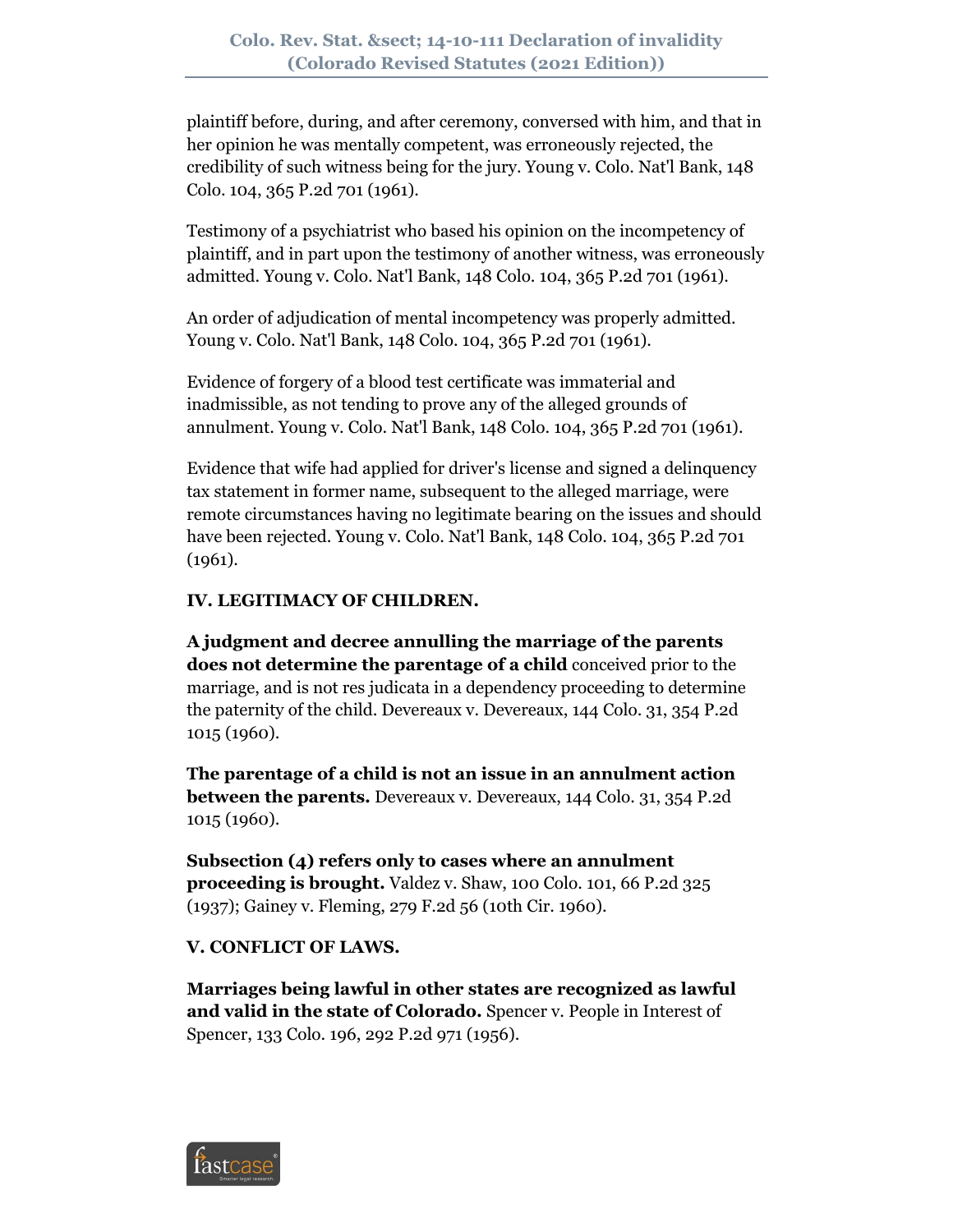plaintiff before, during, and after ceremony, conversed with him, and that in her opinion he was mentally competent, was erroneously rejected, the credibility of such witness being for the jury. Young v. Colo. Nat'l Bank, 148 Colo. 104, 365 P.2d 701 (1961).

Testimony of a psychiatrist who based his opinion on the incompetency of plaintiff, and in part upon the testimony of another witness, was erroneously admitted. Young v. Colo. Nat'l Bank, 148 Colo. 104, 365 P.2d 701 (1961).

An order of adjudication of mental incompetency was properly admitted. Young v. Colo. Nat'l Bank, 148 Colo. 104, 365 P.2d 701 (1961).

Evidence of forgery of a blood test certificate was immaterial and inadmissible, as not tending to prove any of the alleged grounds of annulment. Young v. Colo. Nat'l Bank, 148 Colo. 104, 365 P.2d 701 (1961).

Evidence that wife had applied for driver's license and signed a delinquency tax statement in former name, subsequent to the alleged marriage, were remote circumstances having no legitimate bearing on the issues and should have been rejected. Young v. Colo. Nat'l Bank, 148 Colo. 104, 365 P.2d 701 (1961).

**IV. LEGITIMACY OF CHILDREN.**

**A judgment and decree annulling the marriage of the parents does not determine the parentage of a child** conceived prior to the marriage, and is not res judicata in a dependency proceeding to determine the paternity of the child. Devereaux v. Devereaux, 144 Colo. 31, 354 P.2d 1015 (1960).

**The parentage of a child is not an issue in an annulment action between the parents.** Devereaux v. Devereaux, 144 Colo. 31, 354 P.2d 1015 (1960).

**Subsection (4) refers only to cases where an annulment proceeding is brought.** Valdez v. Shaw, 100 Colo. 101, 66 P.2d 325 (1937); Gainey v. Fleming, 279 F.2d 56 (10th Cir. 1960).

**V. CONFLICT OF LAWS.**

**Marriages being lawful in other states are recognized as lawful and valid in the state of Colorado.** Spencer v. People in Interest of Spencer, 133 Colo. 196, 292 P.2d 971 (1956).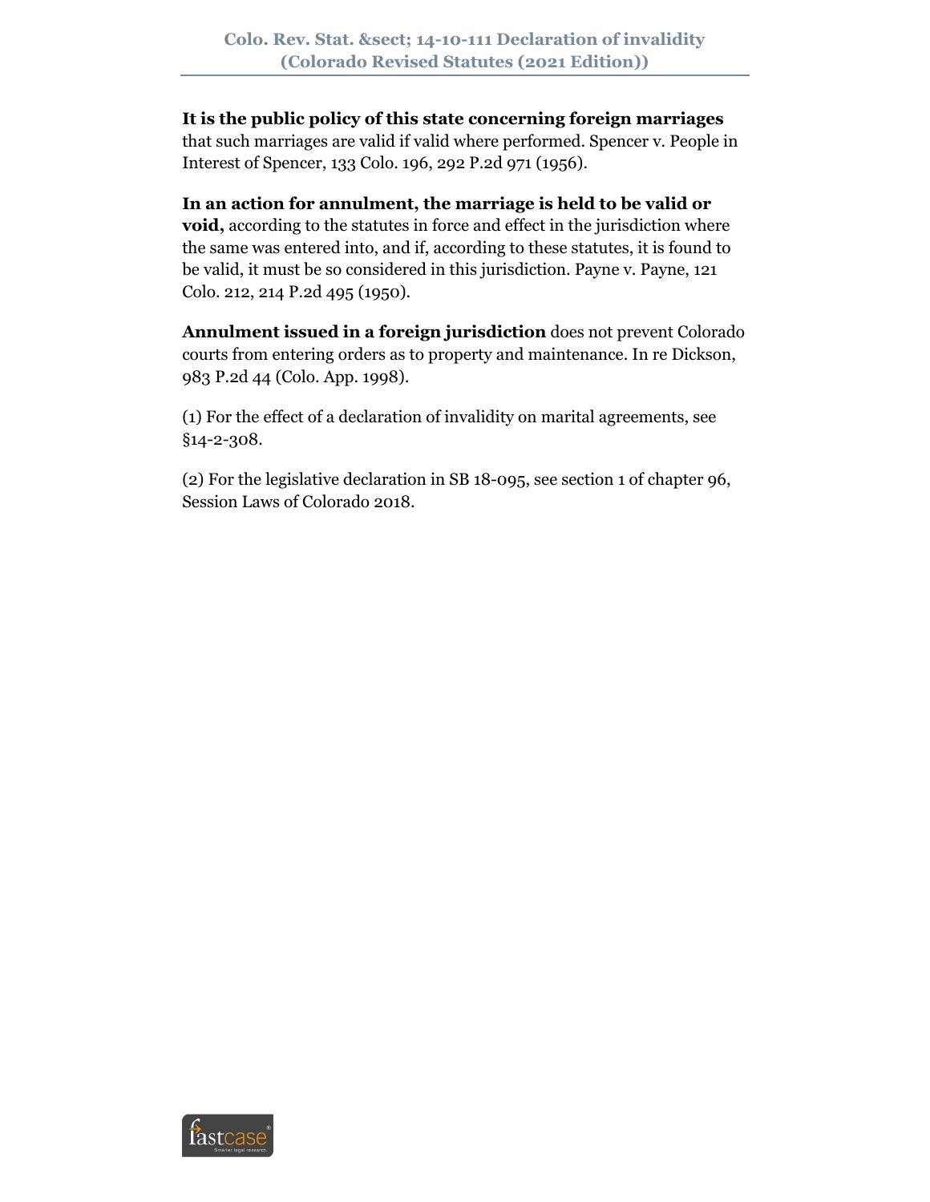**It is the public policy of this state concerning foreign marriages** that such marriages are valid if valid where performed. Spencer v. People in Interest of Spencer, 133 Colo. 196, 292 P.2d 971 (1956).

**In an action for annulment, the marriage is held to be valid or void,** according to the statutes in force and effect in the jurisdiction where the same was entered into, and if, according to these statutes, it is found to be valid, it must be so considered in this jurisdiction. Payne v. Payne, 121 Colo. 212, 214 P.2d 495 (1950).

**Annulment issued in a foreign jurisdiction** does not prevent Colorado courts from entering orders as to property and maintenance. In re Dickson, 983 P.2d 44 (Colo. App. 1998).

(1) For the effect of a declaration of invalidity on marital agreements, see §14-2-308.

(2) For the legislative declaration in SB 18-095, see section 1 of chapter 96, Session Laws of Colorado 2018.